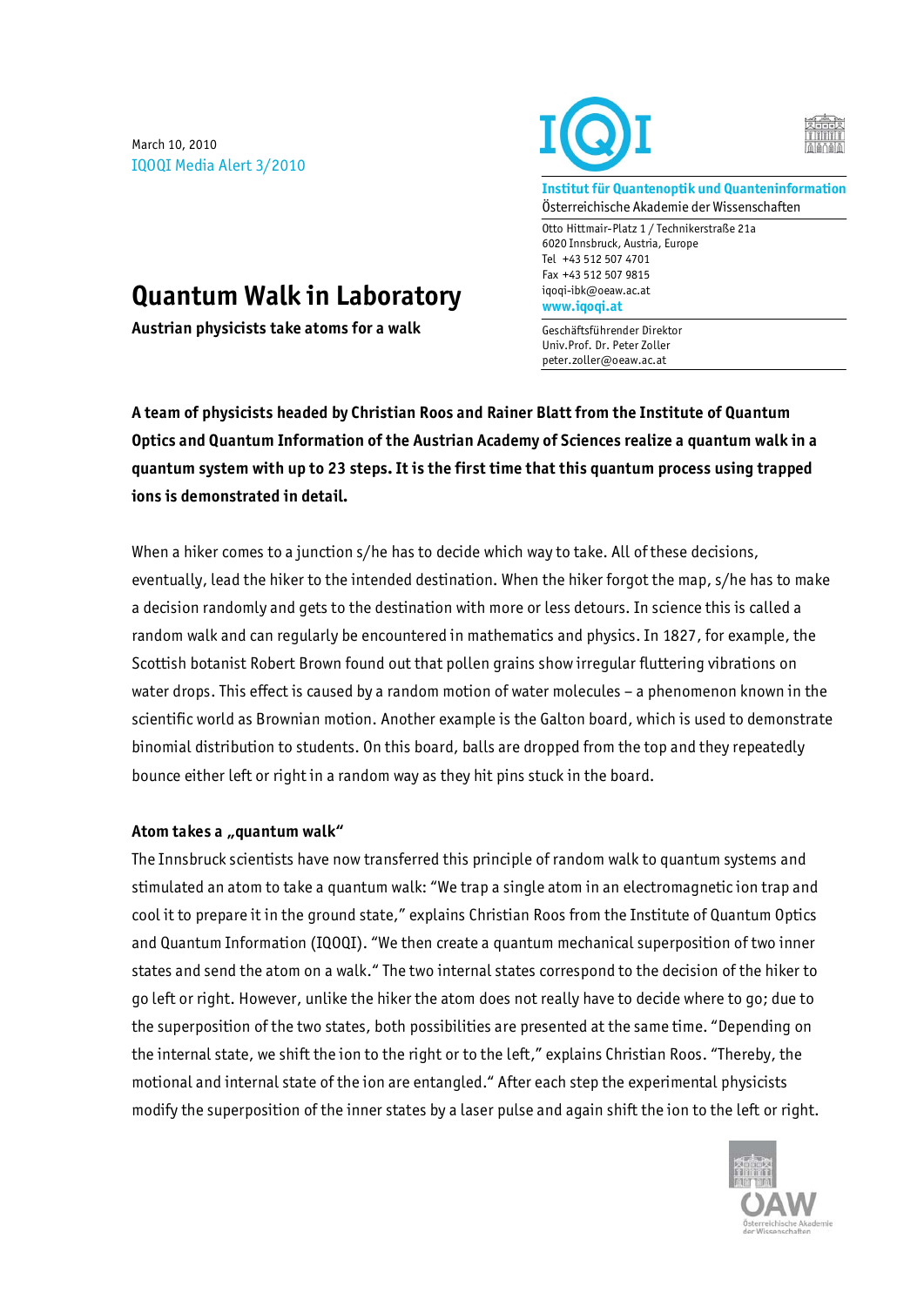March 10, 2010

IQOQI Media Alert 3/2010

**Institut für Quantenoptik und Quanteninformation**
Österreichische Akademie der Wissenschaften

Otto Hittmair-Platz 1 / Technikerstraße 21a
6020 Innsbruck, Austria, Europe
Tel +43 512 507 4701
Fax +43 512 507 9815
iqoqi-ibk@oeaw.ac.at
**www.iqoqi.at**

Geschäftsführender Direktor
Univ.Prof. Dr. Peter Zoller
peter.zoller@oeaw.ac.at

# Quantum Walk in Laboratory

**Austrian physicists take atoms for a walk**

**A team of physicists headed by Christian Roos and Rainer Blatt from the Institute of Quantum Optics and Quantum Information of the Austrian Academy of Sciences realize a quantum walk in a quantum system with up to 23 steps. It is the first time that this quantum process using trapped ions is demonstrated in detail.**

When a hiker comes to a junction s/he has to decide which way to take. All of these decisions, eventually, lead the hiker to the intended destination. When the hiker forgot the map, s/he has to make a decision randomly and gets to the destination with more or less detours. In science this is called a random walk and can regularly be encountered in mathematics and physics. In 1827, for example, the Scottish botanist Robert Brown found out that pollen grains show irregular fluttering vibrations on water drops. This effect is caused by a random motion of water molecules – a phenomenon known in the scientific world as Brownian motion. Another example is the Galton board, which is used to demonstrate binomial distribution to students. On this board, balls are dropped from the top and they repeatedly bounce either left or right in a random way as they hit pins stuck in the board.

## Atom takes a „quantum walk"

The Innsbruck scientists have now transferred this principle of random walk to quantum systems and stimulated an atom to take a quantum walk: "We trap a single atom in an electromagnetic ion trap and cool it to prepare it in the ground state," explains Christian Roos from the Institute of Quantum Optics and Quantum Information (IQOQI). "We then create a quantum mechanical superposition of two inner states and send the atom on a walk." The two internal states correspond to the decision of the hiker to go left or right. However, unlike the hiker the atom does not really have to decide where to go; due to the superposition of the two states, both possibilities are presented at the same time. "Depending on the internal state, we shift the ion to the right or to the left," explains Christian Roos. "Thereby, the motional and internal state of the ion are entangled." After each step the experimental physicists modify the superposition of the inner states by a laser pulse and again shift the ion to the left or right.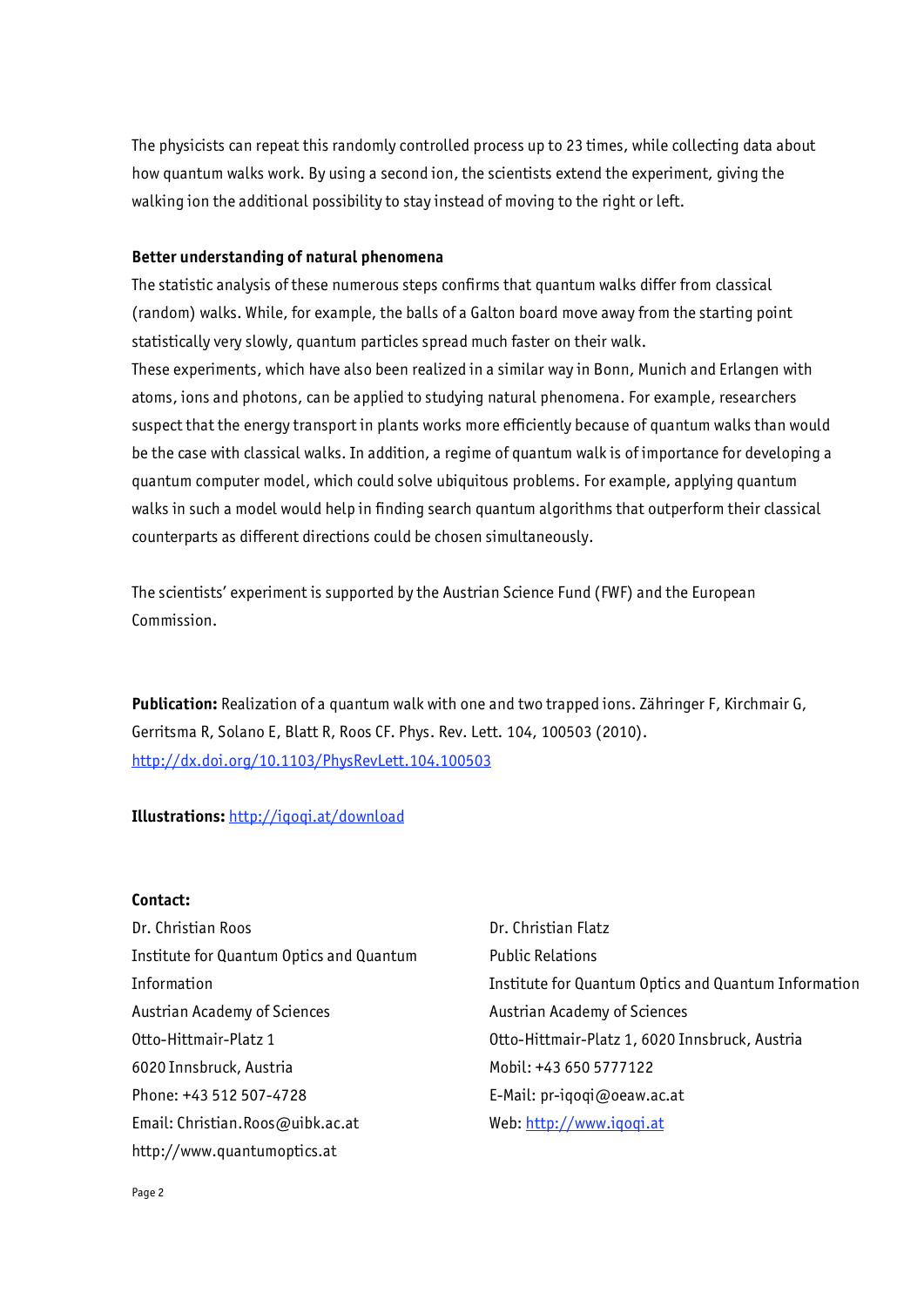The physicists can repeat this randomly controlled process up to 23 times, while collecting data about how quantum walks work. By using a second ion, the scientists extend the experiment, giving the walking ion the additional possibility to stay instead of moving to the right or left.

**Better understanding of natural phenomena**

The statistic analysis of these numerous steps confirms that quantum walks differ from classical (random) walks. While, for example, the balls of a Galton board move away from the starting point statistically very slowly, quantum particles spread much faster on their walk.
These experiments, which have also been realized in a similar way in Bonn, Munich and Erlangen with atoms, ions and photons, can be applied to studying natural phenomena. For example, researchers suspect that the energy transport in plants works more efficiently because of quantum walks than would be the case with classical walks. In addition, a regime of quantum walk is of importance for developing a quantum computer model, which could solve ubiquitous problems. For example, applying quantum walks in such a model would help in finding search quantum algorithms that outperform their classical counterparts as different directions could be chosen simultaneously.

The scientists' experiment is supported by the Austrian Science Fund (FWF) and the European Commission.

**Publication:** Realization of a quantum walk with one and two trapped ions. Zähringer F, Kirchmair G, Gerritsma R, Solano E, Blatt R, Roos CF. Phys. Rev. Lett. 104, 100503 (2010).
http://dx.doi.org/10.1103/PhysRevLett.104.100503

**Illustrations:** http://iqoqi.at/download

**Contact:**

Dr. Christian Roos
Institute for Quantum Optics and Quantum Information
Austrian Academy of Sciences
Otto-Hittmair-Platz 1
6020 Innsbruck, Austria
Phone: +43 512 507-4728
Email: Christian.Roos@uibk.ac.at
http://www.quantumoptics.at

Dr. Christian Flatz
Public Relations
Institute for Quantum Optics and Quantum Information
Austrian Academy of Sciences
Otto-Hittmair-Platz 1, 6020 Innsbruck, Austria
Mobil: +43 650 5777122
E-Mail: pr-iqoqi@oeaw.ac.at
Web: http://www.iqoqi.at